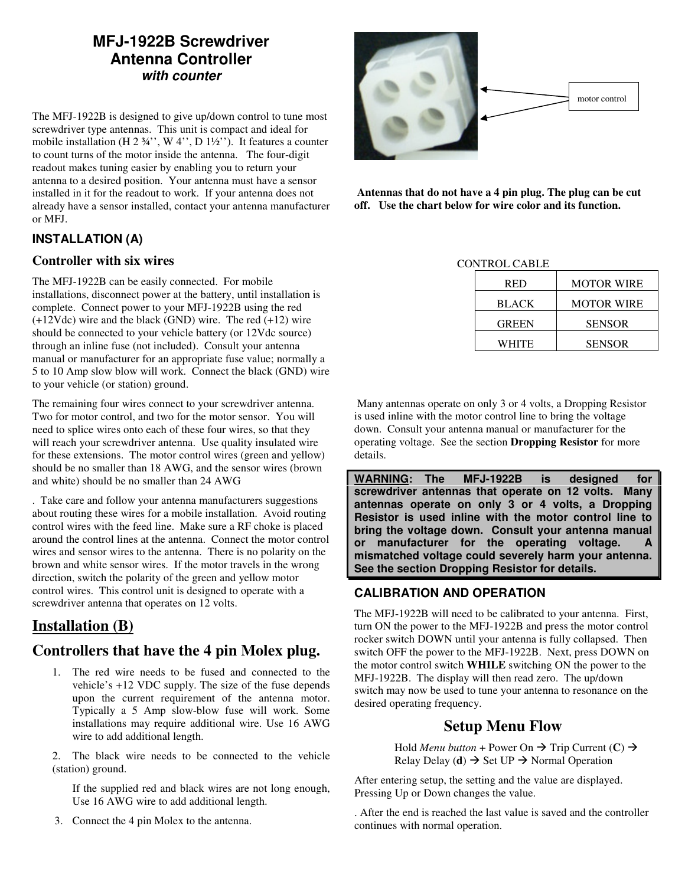# MFJ-1922B Screwdriver Antenna Controller

***with counter***

The MFJ-1922B is designed to give up/down control to tune most screwdriver type antennas. This unit is compact and ideal for mobile installation (H 2 ¾'', W 4'', D 1½''). It features a counter to count turns of the motor inside the antenna. The four-digit readout makes tuning easier by enabling you to return your antenna to a desired position. Your antenna must have a sensor installed in it for the readout to work. If your antenna does not already have a sensor installed, contact your antenna manufacturer or MFJ.

### INSTALLATION (A)

### Controller with six wires

The MFJ-1922B can be easily connected. For mobile installations, disconnect power at the battery, until installation is complete. Connect power to your MFJ-1922B using the red (+12Vdc) wire and the black (GND) wire. The red (+12) wire should be connected to your vehicle battery (or 12Vdc source) through an inline fuse (not included). Consult your antenna manual or manufacturer for an appropriate fuse value; normally a 5 to 10 Amp slow blow will work. Connect the black (GND) wire to your vehicle (or station) ground.

The remaining four wires connect to your screwdriver antenna. Two for motor control, and two for the motor sensor. You will need to splice wires onto each of these four wires, so that they will reach your screwdriver antenna. Use quality insulated wire for these extensions. The motor control wires (green and yellow) should be no smaller than 18 AWG, and the sensor wires (brown and white) should be no smaller than 24 AWG

. Take care and follow your antenna manufacturers suggestions about routing these wires for a mobile installation. Avoid routing control wires with the feed line. Make sure a RF choke is placed around the control lines at the antenna. Connect the motor control wires and sensor wires to the antenna. There is no polarity on the brown and white sensor wires. If the motor travels in the wrong direction, switch the polarity of the green and yellow motor control wires. This control unit is designed to operate with a screwdriver antenna that operates on 12 volts.

## Installation (B)

## Controllers that have the 4 pin Molex plug.

1. The red wire needs to be fused and connected to the vehicle's +12 VDC supply. The size of the fuse depends upon the current requirement of the antenna motor. Typically a 5 Amp slow-blow fuse will work. Some installations may require additional wire. Use 16 AWG wire to add additional length.

2. The black wire needs to be connected to the vehicle (station) ground.

   If the supplied red and black wires are not long enough, Use 16 AWG wire to add additional length.

3. Connect the 4 pin Molex to the antenna.

motor control

**Antennas that do not have a 4 pin plug. The plug can be cut off. Use the chart below for wire color and its function.**

CONTROL CABLE

| | |
|---|---|
| RED | MOTOR WIRE |
| BLACK | MOTOR WIRE |
| GREEN | SENSOR |
| WHITE | SENSOR |

Many antennas operate on only 3 or 4 volts, a Dropping Resistor is used inline with the motor control line to bring the voltage down. Consult your antenna manual or manufacturer for the operating voltage. See the section **Dropping Resistor** for more details.

**<u>WARNING</u>: The MFJ-1922B is designed for screwdriver antennas that operate on 12 volts. Many antennas operate on only 3 or 4 volts, a Dropping Resistor is used inline with the motor control line to bring the voltage down. Consult your antenna manual or manufacturer for the operating voltage. A mismatched voltage could severely harm your antenna. See the section Dropping Resistor for details.**

### CALIBRATION AND OPERATION

The MFJ-1922B will need to be calibrated to your antenna. First, turn ON the power to the MFJ-1922B and press the motor control rocker switch DOWN until your antenna is fully collapsed. Then switch OFF the power to the MFJ-1922B. Next, press DOWN on the motor control switch **WHILE** switching ON the power to the MFJ-1922B. The display will then read zero. The up/down switch may now be used to tune your antenna to resonance on the desired operating frequency.

## Setup Menu Flow

Hold *Menu button* + Power On → Trip Current (**C**) → Relay Delay (**d**) → Set UP → Normal Operation

After entering setup, the setting and the value are displayed. Pressing Up or Down changes the value.

. After the end is reached the last value is saved and the controller continues with normal operation.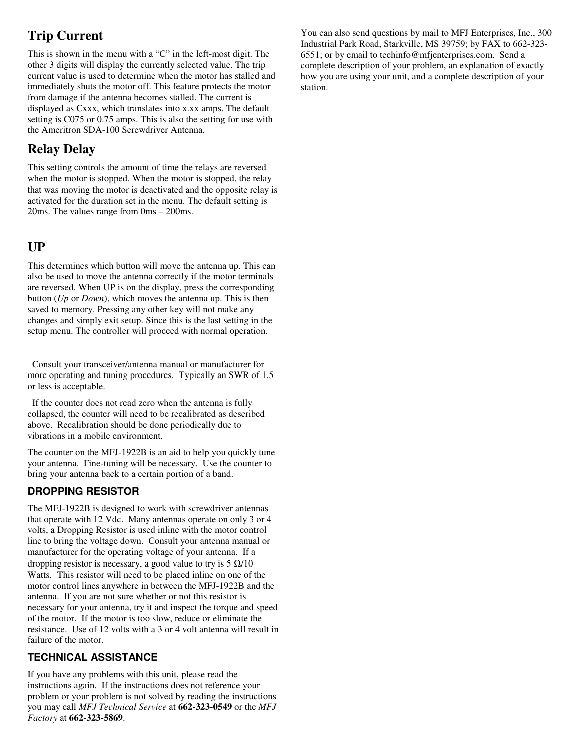## Trip Current

This is shown in the menu with a “C” in the left-most digit. The other 3 digits will display the currently selected value. The trip current value is used to determine when the motor has stalled and immediately shuts the motor off. This feature protects the motor from damage if the antenna becomes stalled. The current is displayed as Cxxx, which translates into x.xx amps. The default setting is C075 or 0.75 amps. This is also the setting for use with the Ameritron SDA-100 Screwdriver Antenna.

## Relay Delay

This setting controls the amount of time the relays are reversed when the motor is stopped. When the motor is stopped, the relay that was moving the motor is deactivated and the opposite relay is activated for the duration set in the menu. The default setting is 20ms. The values range from 0ms – 200ms.

## UP

This determines which button will move the antenna up. This can also be used to move the antenna correctly if the motor terminals are reversed. When UP is on the display, press the corresponding button (*Up* or *Down*), which moves the antenna up. This is then saved to memory. Pressing any other key will not make any changes and simply exit setup. Since this is the last setting in the setup menu. The controller will proceed with normal operation.

Consult your transceiver/antenna manual or manufacturer for more operating and tuning procedures. Typically an SWR of 1.5 or less is acceptable.

If the counter does not read zero when the antenna is fully collapsed, the counter will need to be recalibrated as described above. Recalibration should be done periodically due to vibrations in a mobile environment.

The counter on the MFJ-1922B is an aid to help you quickly tune your antenna. Fine-tuning will be necessary. Use the counter to bring your antenna back to a certain portion of a band.

### DROPPING RESISTOR

The MFJ-1922B is designed to work with screwdriver antennas that operate with 12 Vdc. Many antennas operate on only 3 or 4 volts, a Dropping Resistor is used inline with the motor control line to bring the voltage down. Consult your antenna manual or manufacturer for the operating voltage of your antenna. If a dropping resistor is necessary, a good value to try is 5 Ω/10 Watts. This resistor will need to be placed inline on one of the motor control lines anywhere in between the MFJ-1922B and the antenna. If you are not sure whether or not this resistor is necessary for your antenna, try it and inspect the torque and speed of the motor. If the motor is too slow, reduce or eliminate the resistance. Use of 12 volts with a 3 or 4 volt antenna will result in failure of the motor.

### TECHNICAL ASSISTANCE

If you have any problems with this unit, please read the instructions again. If the instructions does not reference your problem or your problem is not solved by reading the instructions you may call *MFJ Technical Service* at **662-323-0549** or the *MFJ Factory* at **662-323-5869**.

You can also send questions by mail to MFJ Enterprises, Inc., 300 Industrial Park Road, Starkville, MS 39759; by FAX to 662-323-6551; or by email to techinfo@mfjenterprises.com. Send a complete description of your problem, an explanation of exactly how you are using your unit, and a complete description of your station.